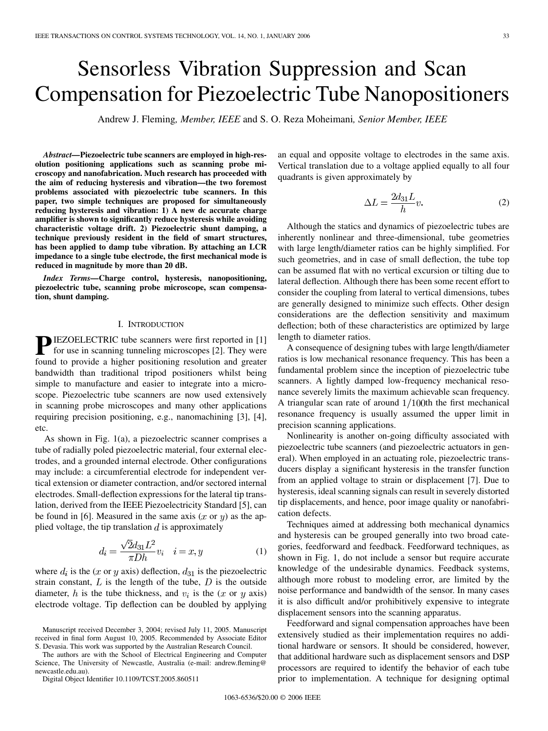# Sensorless Vibration Suppression and Scan Compensation for Piezoelectric Tube Nanopositioners

Andrew J. Fleming, *Member, IEEE* and S. O. Reza Moheimani, *Senior Member, IEEE*

***Abstract*—Piezoelectric tube scanners are employed in high-resolution positioning applications such as scanning probe microscopy and nanofabrication. Much research has proceeded with the aim of reducing hysteresis and vibration—the two foremost problems associated with piezoelectric tube scanners. In this paper, two simple techniques are proposed for simultaneously reducing hysteresis and vibration: 1) A new dc accurate charge amplifier is shown to significantly reduce hysteresis while avoiding characteristic voltage drift. 2) Piezoelectric shunt damping, a technique previously resident in the field of smart structures, has been applied to damp tube vibration. By attaching an LCR impedance to a single tube electrode, the first mechanical mode is reduced in magnitude by more than 20 dB.**

***Index Terms*—Charge control, hysteresis, nanopositioning, piezoelectric tube, scanning probe microscope, scan compensation, shunt damping.**

## I. Introduction

**P**IEZOELECTRIC tube scanners were first reported in [1] for use in scanning tunneling microscopes [2]. They were found to provide a higher positioning resolution and greater bandwidth than traditional tripod positioners whilst being simple to manufacture and easier to integrate into a microscope. Piezoelectric tube scanners are now used extensively in scanning probe microscopes and many other applications requiring precision positioning, e.g., nanomachining [3], [4], etc.

As shown in Fig. 1(a), a piezoelectric scanner comprises a tube of radially poled piezoelectric material, four external electrodes, and a grounded internal electrode. Other configurations may include: a circumferential electrode for independent vertical extension or diameter contraction, and/or sectored internal electrodes. Small-deflection expressions for the lateral tip translation, derived from the IEEE Piezoelectricity Standard [5], can be found in [6]. Measured in the same axis ($x$ or $y$) as the applied voltage, the tip translation $d$ is approximately

$$d_i = \frac{\sqrt{2}d_{31}L^2}{\pi D h}v_i \quad i = x, y \tag{1}$$

where $d_i$ is the ($x$ or $y$ axis) deflection, $d_{31}$ is the piezoelectric strain constant, $L$ is the length of the tube, $D$ is the outside diameter, $h$ is the tube thickness, and $v_i$ is the ($x$ or $y$ axis) electrode voltage. Tip deflection can be doubled by applying an equal and opposite voltage to electrodes in the same axis. Vertical translation due to a voltage applied equally to all four quadrants is given approximately by

$$\Delta L = \frac{2d_{31}L}{h}v. \tag{2}$$

Although the statics and dynamics of piezoelectric tubes are inherently nonlinear and three-dimensional, tube geometries with large length/diameter ratios can be highly simplified. For such geometries, and in case of small deflection, the tube top can be assumed flat with no vertical excursion or tilting due to lateral deflection. Although there has been some recent effort to consider the coupling from lateral to vertical dimensions, tubes are generally designed to minimize such effects. Other design considerations are the deflection sensitivity and maximum deflection; both of these characteristics are optimized by large length to diameter ratios.

A consequence of designing tubes with large length/diameter ratios is low mechanical resonance frequency. This has been a fundamental problem since the inception of piezoelectric tube scanners. A lightly damped low-frequency mechanical resonance severely limits the maximum achievable scan frequency. A triangular scan rate of around $1/100$th the first mechanical resonance frequency is usually assumed the upper limit in precision scanning applications.

Nonlinearity is another on-going difficulty associated with piezoelectric tube scanners (and piezoelectric actuators in general). When employed in an actuating role, piezoelectric transducers display a significant hysteresis in the transfer function from an applied voltage to strain or displacement [7]. Due to hysteresis, ideal scanning signals can result in severely distorted tip displacements, and hence, poor image quality or nanofabrication defects.

Techniques aimed at addressing both mechanical dynamics and hysteresis can be grouped generally into two broad categories, feedforward and feedback. Feedforward techniques, as shown in Fig. 1, do not include a sensor but require accurate knowledge of the undesirable dynamics. Feedback systems, although more robust to modeling error, are limited by the noise performance and bandwidth of the sensor. In many cases it is also difficult and/or prohibitively expensive to integrate displacement sensors into the scanning apparatus.

Feedforward and signal compensation approaches have been extensively studied as their implementation requires no additional hardware or sensors. It should be considered, however, that additional hardware such as displacement sensors and DSP processors are required to identify the behavior of each tube prior to implementation. A technique for designing optimal

Manuscript received December 3, 2004; revised July 11, 2005. Manuscript received in final form August 10, 2005. Recommended by Associate Editor S. Devasia. This work was supported by the Australian Research Council.

The authors are with the School of Electrical Engineering and Computer Science, The University of Newcastle, Australia (e-mail: andrew.fleming@newcastle.edu.au).

Digital Object Identifier 10.1109/TCST.2005.860511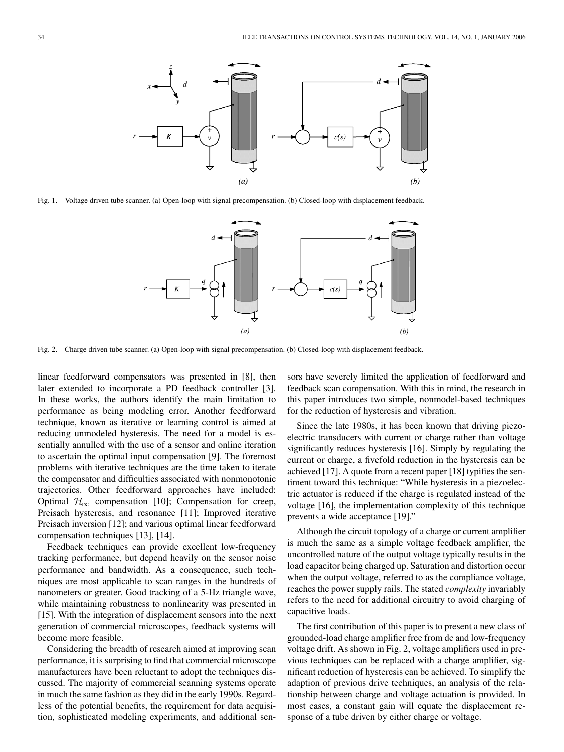Fig. 1. Voltage driven tube scanner. (a) Open-loop with signal precompensation. (b) Closed-loop with displacement feedback.

Fig. 2. Charge driven tube scanner. (a) Open-loop with signal precompensation. (b) Closed-loop with displacement feedback.

linear feedforward compensators was presented in [8], then later extended to incorporate a PD feedback controller [3]. In these works, the authors identify the main limitation to performance as being modeling error. Another feedforward technique, known as iterative or learning control is aimed at reducing unmodeled hysteresis. The need for a model is essentially annulled with the use of a sensor and online iteration to ascertain the optimal input compensation [9]. The foremost problems with iterative techniques are the time taken to iterate the compensator and difficulties associated with nonmonotonic trajectories. Other feedforward approaches have included: Optimal $\mathcal{H}_\infty$ compensation [10]; Compensation for creep, Preisach hysteresis, and resonance [11]; Improved iterative Preisach inversion [12]; and various optimal linear feedforward compensation techniques [13], [14].

Feedback techniques can provide excellent low-frequency tracking performance, but depend heavily on the sensor noise performance and bandwidth. As a consequence, such techniques are most applicable to scan ranges in the hundreds of nanometers or greater. Good tracking of a 5-Hz triangle wave, while maintaining robustness to nonlinearity was presented in [15]. With the integration of displacement sensors into the next generation of commercial microscopes, feedback systems will become more feasible.

Considering the breadth of research aimed at improving scan performance, it is surprising to find that commercial microscope manufacturers have been reluctant to adopt the techniques discussed. The majority of commercial scanning systems operate in much the same fashion as they did in the early 1990s. Regardless of the potential benefits, the requirement for data acquisition, sophisticated modeling experiments, and additional sensors have severely limited the application of feedforward and feedback scan compensation. With this in mind, the research in this paper introduces two simple, nonmodel-based techniques for the reduction of hysteresis and vibration.

Since the late 1980s, it has been known that driving piezoelectric transducers with current or charge rather than voltage significantly reduces hysteresis [16]. Simply by regulating the current or charge, a fivefold reduction in the hysteresis can be achieved [17]. A quote from a recent paper [18] typifies the sentiment toward this technique: "While hysteresis in a piezoelectric actuator is reduced if the charge is regulated instead of the voltage [16], the implementation complexity of this technique prevents a wide acceptance [19]."

Although the circuit topology of a charge or current amplifier is much the same as a simple voltage feedback amplifier, the uncontrolled nature of the output voltage typically results in the load capacitor being charged up. Saturation and distortion occur when the output voltage, referred to as the compliance voltage, reaches the power supply rails. The stated *complexity* invariably refers to the need for additional circuitry to avoid charging of capacitive loads.

The first contribution of this paper is to present a new class of grounded-load charge amplifier free from dc and low-frequency voltage drift. As shown in Fig. 2, voltage amplifiers used in previous techniques can be replaced with a charge amplifier, significant reduction of hysteresis can be achieved. To simplify the adaption of previous drive techniques, an analysis of the relationship between charge and voltage actuation is provided. In most cases, a constant gain will equate the displacement response of a tube driven by either charge or voltage.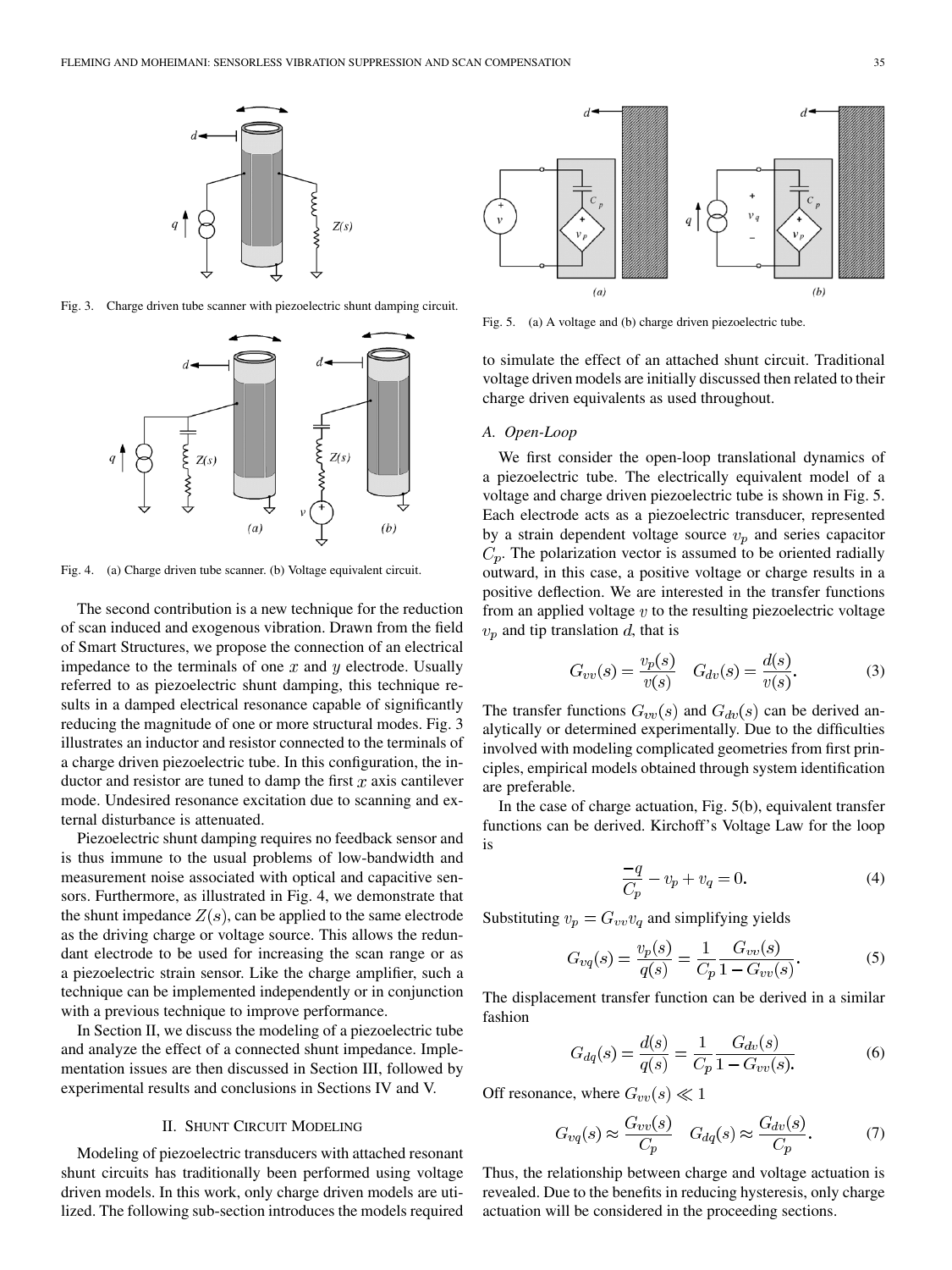Fig. 3. Charge driven tube scanner with piezoelectric shunt damping circuit.

Fig. 4. (a) Charge driven tube scanner. (b) Voltage equivalent circuit.

The second contribution is a new technique for the reduction of scan induced and exogenous vibration. Drawn from the field of Smart Structures, we propose the connection of an electrical impedance to the terminals of one $x$ and $y$ electrode. Usually referred to as piezoelectric shunt damping, this technique results in a damped electrical resonance capable of significantly reducing the magnitude of one or more structural modes. Fig. 3 illustrates an inductor and resistor connected to the terminals of a charge driven piezoelectric tube. In this configuration, the inductor and resistor are tuned to damp the first $x$ axis cantilever mode. Undesired resonance excitation due to scanning and external disturbance is attenuated.

Piezoelectric shunt damping requires no feedback sensor and is thus immune to the usual problems of low-bandwidth and measurement noise associated with optical and capacitive sensors. Furthermore, as illustrated in Fig. 4, we demonstrate that the shunt impedance $Z(s)$, can be applied to the same electrode as the driving charge or voltage source. This allows the redundant electrode to be used for increasing the scan range or as a piezoelectric strain sensor. Like the charge amplifier, such a technique can be implemented independently or in conjunction with a previous technique to improve performance.

In Section II, we discuss the modeling of a piezoelectric tube and analyze the effect of a connected shunt impedance. Implementation issues are then discussed in Section III, followed by experimental results and conclusions in Sections IV and V.

## II. Shunt Circuit Modeling

Modeling of piezoelectric transducers with attached resonant shunt circuits has traditionally been performed using voltage driven models. In this work, only charge driven models are utilized. The following sub-section introduces the models required to simulate the effect of an attached shunt circuit. Traditional voltage driven models are initially discussed then related to their charge driven equivalents as used throughout.

Fig. 5. (a) A voltage and (b) charge driven piezoelectric tube.

### A. Open-Loop

We first consider the open-loop translational dynamics of a piezoelectric tube. The electrically equivalent model of a voltage and charge driven piezoelectric tube is shown in Fig. 5. Each electrode acts as a piezoelectric transducer, represented by a strain dependent voltage source $v_p$ and series capacitor $C_p$. The polarization vector is assumed to be oriented radially outward, in this case, a positive voltage or charge results in a positive deflection. We are interested in the transfer functions from an applied voltage $v$ to the resulting piezoelectric voltage $v_p$ and tip translation $d$, that is

$$G_{vv}(s) = \frac{v_p(s)}{v(s)} \quad G_{dv}(s) = \frac{d(s)}{v(s)}. \tag{3}$$

The transfer functions $G_{vv}(s)$ and $G_{dv}(s)$ can be derived analytically or determined experimentally. Due to the difficulties involved with modeling complicated geometries from first principles, empirical models obtained through system identification are preferable.

In the case of charge actuation, Fig. 5(b), equivalent transfer functions can be derived. Kirchoff's Voltage Law for the loop is

$$\frac{-q}{C_p} - v_p + v_q = 0. \tag{4}$$

Substituting $v_p = G_{vv}v_q$ and simplifying yields

$$G_{vq}(s) = \frac{v_p(s)}{q(s)} = \frac{1}{C_p}\frac{G_{vv}(s)}{1 - G_{vv}(s)}. \tag{5}$$

The displacement transfer function can be derived in a similar fashion

$$G_{dq}(s) = \frac{d(s)}{q(s)} = \frac{1}{C_p}\frac{G_{dv}(s)}{1 - G_{vv}(s)}. \tag{6}$$

Off resonance, where $G_{vv}(s) \ll 1$

$$G_{vq}(s) \approx \frac{G_{vv}(s)}{C_p} \quad G_{dq}(s) \approx \frac{G_{dv}(s)}{C_p}. \tag{7}$$

Thus, the relationship between charge and voltage actuation is revealed. Due to the benefits in reducing hysteresis, only charge actuation will be considered in the proceeding sections.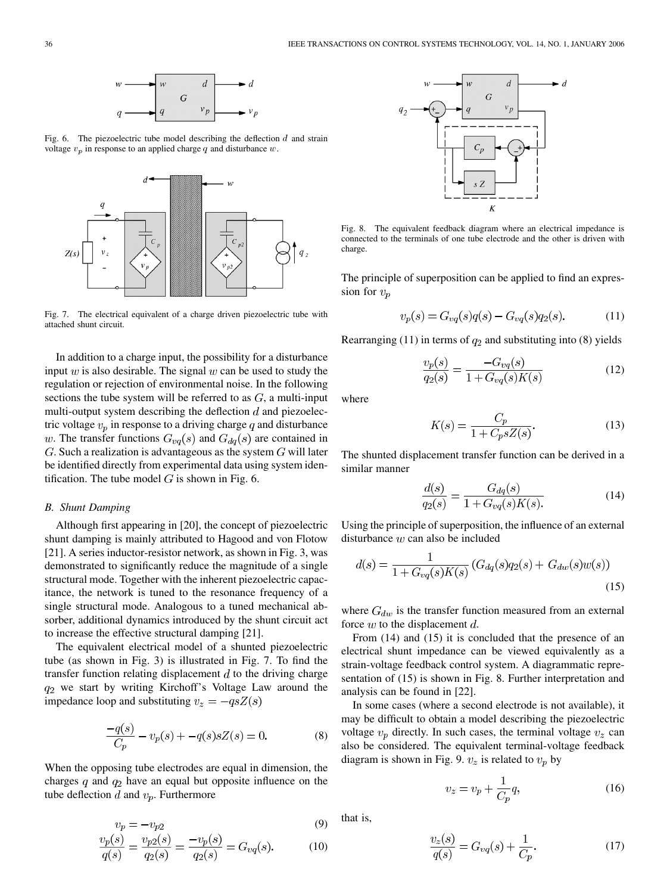Fig. 6. The piezoelectric tube model describing the deflection $d$ and strain voltage $v_p$ in response to an applied charge $q$ and disturbance $w$.

Fig. 7. The electrical equivalent of a charge driven piezoelectric tube with attached shunt circuit.

In addition to a charge input, the possibility for a disturbance input $w$ is also desirable. The signal $w$ can be used to study the regulation or rejection of environmental noise. In the following sections the tube system will be referred to as $G$, a multi-input multi-output system describing the deflection $d$ and piezoelectric voltage $v_p$ in response to a driving charge $q$ and disturbance $w$. The transfer functions $G_{vq}(s)$ and $G_{dq}(s)$ are contained in $G$. Such a realization is advantageous as the system $G$ will later be identified directly from experimental data using system identification. The tube model $G$ is shown in Fig. 6.

### B. Shunt Damping

Although first appearing in [20], the concept of piezoelectric shunt damping is mainly attributed to Hagood and von Flotow [21]. A series inductor-resistor network, as shown in Fig. 3, was demonstrated to significantly reduce the magnitude of a single structural mode. Together with the inherent piezoelectric capacitance, the network is tuned to the resonance frequency of a single structural mode. Analogous to a tuned mechanical absorber, additional dynamics introduced by the shunt circuit act to increase the effective structural damping [21].

The equivalent electrical model of a shunted piezoelectric tube (as shown in Fig. 3) is illustrated in Fig. 7. To find the transfer function relating displacement $d$ to the driving charge $q_2$ we start by writing Kirchoff's Voltage Law around the impedance loop and substituting $v_z = -qsZ(s)$

$$\frac{-q(s)}{C_p} - v_p(s) + -q(s)sZ(s) = 0. \tag{8}$$

When the opposing tube electrodes are equal in dimension, the charges $q$ and $q_2$ have an equal but opposite influence on the tube deflection $d$ and $v_p$. Furthermore

$$v_p = -v_{p2} \tag{9}$$

$$\frac{v_p(s)}{q(s)} = \frac{v_{p2}(s)}{q_2(s)} = \frac{-v_p(s)}{q_2(s)} = G_{vq}(s). \tag{10}$$

Fig. 8. The equivalent feedback diagram where an electrical impedance is connected to the terminals of one tube electrode and the other is driven with charge.

The principle of superposition can be applied to find an expression for $v_p$

$$v_p(s) = G_{vq}(s)q(s) - G_{vq}(s)q_2(s). \tag{11}$$

Rearranging (11) in terms of $q_2$ and substituting into (8) yields

$$\frac{v_p(s)}{q_2(s)} = \frac{-G_{vq}(s)}{1 + G_{vq}(s)K(s)} \tag{12}$$

where

$$K(s) = \frac{C_p}{1 + C_p sZ(s)}. \tag{13}$$

The shunted displacement transfer function can be derived in a similar manner

$$\frac{d(s)}{q_2(s)} = \frac{G_{dq}(s)}{1 + G_{vq}(s)K(s).} \tag{14}$$

Using the principle of superposition, the influence of an external disturbance $w$ can also be included

$$d(s) = \frac{1}{1 + G_{vq}(s)K(s)} \left(G_{dq}(s)q_2(s) + G_{dw}(s)w(s)\right) \tag{15}$$

where $G_{dw}$ is the transfer function measured from an external force $w$ to the displacement $d$.

From (14) and (15) it is concluded that the presence of an electrical shunt impedance can be viewed equivalently as a strain-voltage feedback control system. A diagrammatic representation of (15) is shown in Fig. 8. Further interpretation and analysis can be found in [22].

In some cases (where a second electrode is not available), it may be difficult to obtain a model describing the piezoelectric voltage $v_p$ directly. In such cases, the terminal voltage $v_z$ can also be considered. The equivalent terminal-voltage feedback diagram is shown in Fig. 9. $v_z$ is related to $v_p$ by

$$v_z = v_p + \frac{1}{C_p}q, \tag{16}$$

that is,

$$\frac{v_z(s)}{q(s)} = G_{vq}(s) + \frac{1}{C_p}. \tag{17}$$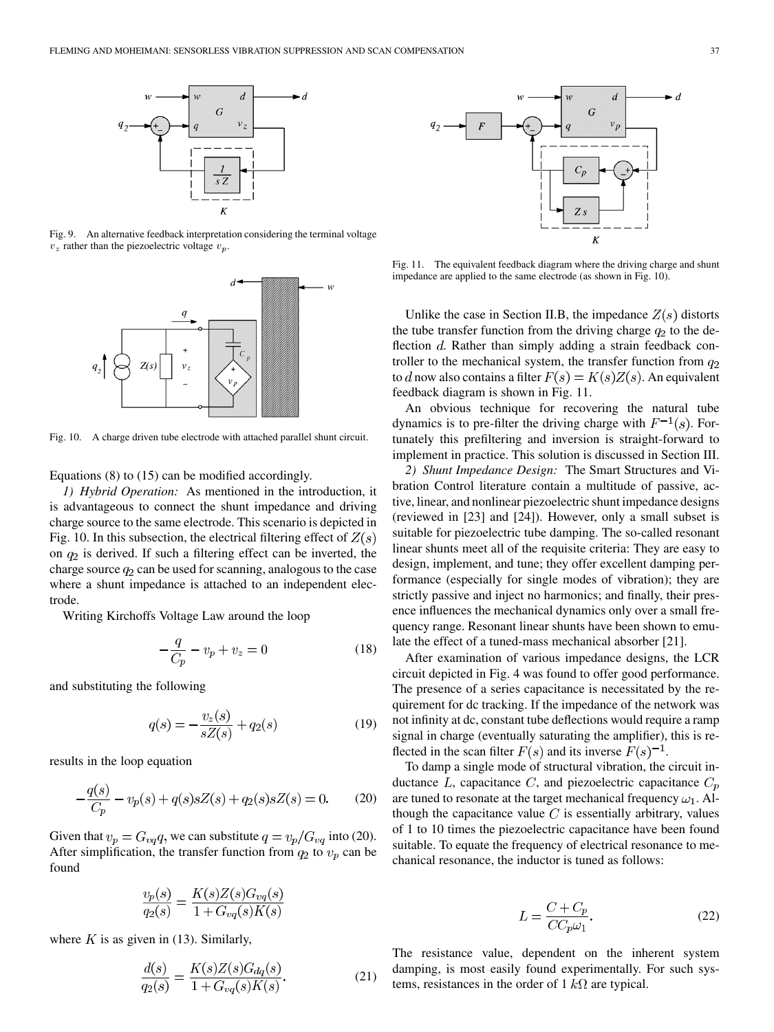Fig. 9. An alternative feedback interpretation considering the terminal voltage $v_z$ rather than the piezoelectric voltage $v_p$.

Fig. 10. A charge driven tube electrode with attached parallel shunt circuit.

Equations (8) to (15) can be modified accordingly.

*1) Hybrid Operation:* As mentioned in the introduction, it is advantageous to connect the shunt impedance and driving charge source to the same electrode. This scenario is depicted in Fig. 10. In this subsection, the electrical filtering effect of $Z(s)$ on $q_2$ is derived. If such a filtering effect can be inverted, the charge source $q_2$ can be used for scanning, analogous to the case where a shunt impedance is attached to an independent electrode.

Writing Kirchoffs Voltage Law around the loop

$$-\frac{q}{C_p} - v_p + v_z = 0 \tag{18}$$

and substituting the following

$$q(s) = -\frac{v_z(s)}{sZ(s)} + q_2(s) \tag{19}$$

results in the loop equation

$$-\frac{q(s)}{C_p} - v_p(s) + q(s)sZ(s) + q_2(s)sZ(s) = 0. \tag{20}$$

Given that $v_p = G_{vq}q$, we can substitute $q = v_p/G_{vq}$ into (20). After simplification, the transfer function from $q_2$ to $v_p$ can be found

$$\frac{v_p(s)}{q_2(s)} = \frac{K(s)Z(s)G_{vq}(s)}{1 + G_{vq}(s)K(s)}$$

where $K$ is as given in (13). Similarly,

$$\frac{d(s)}{q_2(s)} = \frac{K(s)Z(s)G_{dq}(s)}{1 + G_{vq}(s)K(s)}. \tag{21}$$

Fig. 11. The equivalent feedback diagram where the driving charge and shunt impedance are applied to the same electrode (as shown in Fig. 10).

Unlike the case in Section II.B, the impedance $Z(s)$ distorts the tube transfer function from the driving charge $q_2$ to the deflection $d$. Rather than simply adding a strain feedback controller to the mechanical system, the transfer function from $q_2$ to $d$ now also contains a filter $F(s) = K(s)Z(s)$. An equivalent feedback diagram is shown in Fig. 11.

An obvious technique for recovering the natural tube dynamics is to pre-filter the driving charge with $F^{-1}(s)$. Fortunately this prefiltering and inversion is straight-forward to implement in practice. This solution is discussed in Section III.

*2) Shunt Impedance Design:* The Smart Structures and Vibration Control literature contain a multitude of passive, active, linear, and nonlinear piezoelectric shunt impedance designs (reviewed in [23] and [24]). However, only a small subset is suitable for piezoelectric tube damping. The so-called resonant linear shunts meet all of the requisite criteria: They are easy to design, implement, and tune; they offer excellent damping performance (especially for single modes of vibration); they are strictly passive and inject no harmonics; and finally, their presence influences the mechanical dynamics only over a small frequency range. Resonant linear shunts have been shown to emulate the effect of a tuned-mass mechanical absorber [21].

After examination of various impedance designs, the LCR circuit depicted in Fig. 4 was found to offer good performance. The presence of a series capacitance is necessitated by the requirement for dc tracking. If the impedance of the network was not infinity at dc, constant tube deflections would require a ramp signal in charge (eventually saturating the amplifier), this is reflected in the scan filter $F(s)$ and its inverse $F(s)^{-1}$.

To damp a single mode of structural vibration, the circuit inductance $L$, capacitance $C$, and piezoelectric capacitance $C_p$ are tuned to resonate at the target mechanical frequency $\omega_1$. Although the capacitance value $C$ is essentially arbitrary, values of 1 to 10 times the piezoelectric capacitance have been found suitable. To equate the frequency of electrical resonance to mechanical resonance, the inductor is tuned as follows:

$$L = \frac{C + C_p}{CC_p\omega_1}. \tag{22}$$

The resistance value, dependent on the inherent system damping, is most easily found experimentally. For such systems, resistances in the order of 1 $k\Omega$ are typical.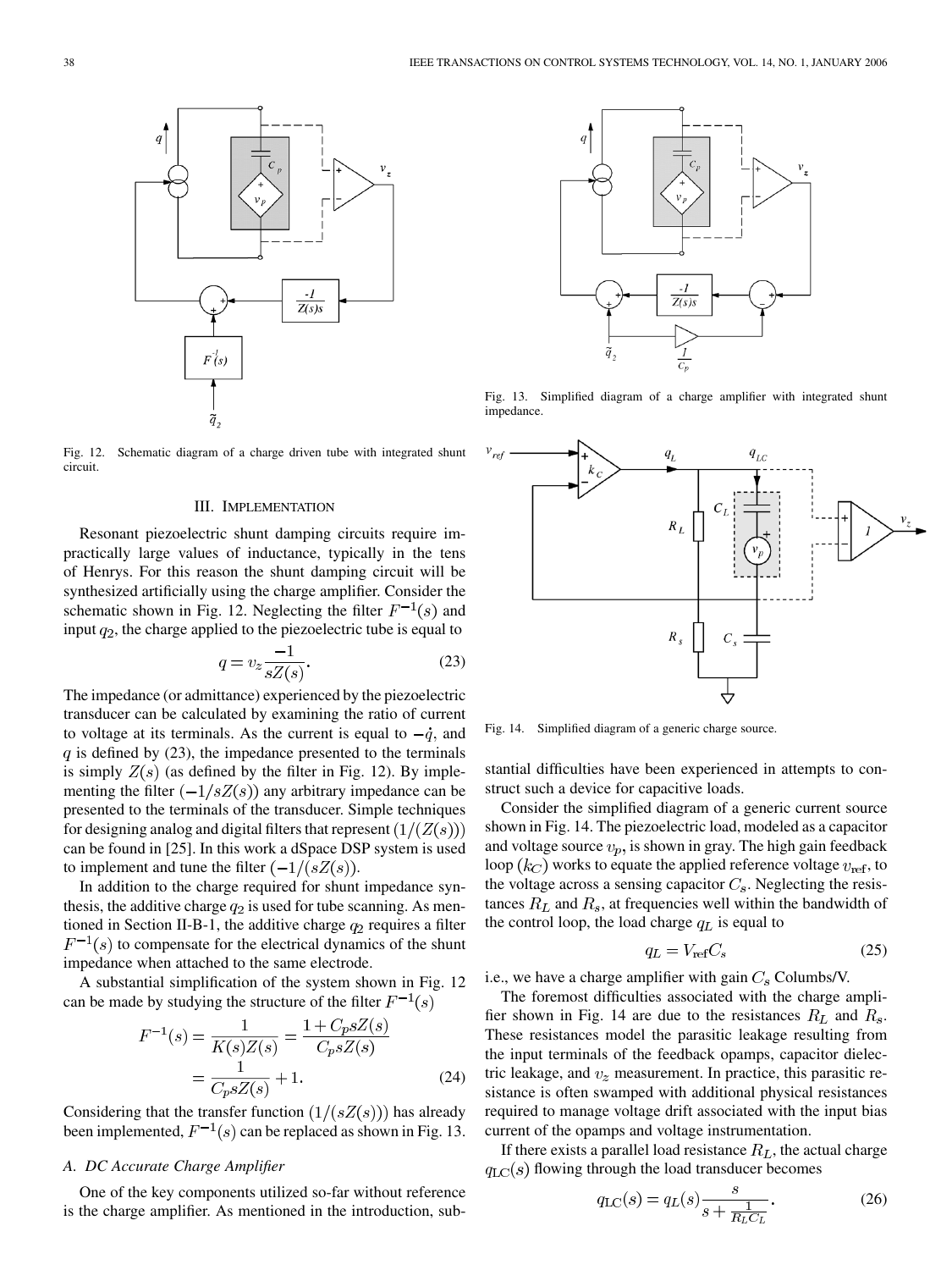Fig. 12. Schematic diagram of a charge driven tube with integrated shunt circuit.

Fig. 13. Simplified diagram of a charge amplifier with integrated shunt impedance.

Fig. 14. Simplified diagram of a generic charge source.

## III. IMPLEMENTATION

Resonant piezoelectric shunt damping circuits require impractically large values of inductance, typically in the tens of Henrys. For this reason the shunt damping circuit will be synthesized artificially using the charge amplifier. Consider the schematic shown in Fig. 12. Neglecting the filter $F^{-1}(s)$ and input $q_2$, the charge applied to the piezoelectric tube is equal to

$$q = v_z \frac{-1}{sZ(s)}. \tag{23}$$

The impedance (or admittance) experienced by the piezoelectric transducer can be calculated by examining the ratio of current to voltage at its terminals. As the current is equal to $-\dot{q}$, and $q$ is defined by (23), the impedance presented to the terminals is simply $Z(s)$ (as defined by the filter in Fig. 12). By implementing the filter $(-1/sZ(s))$ any arbitrary impedance can be presented to the terminals of the transducer. Simple techniques for designing analog and digital filters that represent $(1/(Z(s)))$ can be found in [25]. In this work a dSpace DSP system is used to implement and tune the filter $(-1/(sZ(s))$.

In addition to the charge required for shunt impedance synthesis, the additive charge $q_2$ is used for tube scanning. As mentioned in Section II-B-1, the additive charge $q_2$ requires a filter $F^{-1}(s)$ to compensate for the electrical dynamics of the shunt impedance when attached to the same electrode.

A substantial simplification of the system shown in Fig. 12 can be made by studying the structure of the filter $F^{-1}(s)$

$$F^{-1}(s) = \frac{1}{K(s)Z(s)} = \frac{1 + C_p s Z(s)}{C_p s Z(s)} = \frac{1}{C_p s Z(s)} + 1. \tag{24}$$

Considering that the transfer function $(1/(sZ(s)))$ has already been implemented, $F^{-1}(s)$ can be replaced as shown in Fig. 13.

### A. DC Accurate Charge Amplifier

One of the key components utilized so-far without reference is the charge amplifier. As mentioned in the introduction, substantial difficulties have been experienced in attempts to construct such a device for capacitive loads.

Consider the simplified diagram of a generic current source shown in Fig. 14. The piezoelectric load, modeled as a capacitor and voltage source $v_p$, is shown in gray. The high gain feedback loop $(k_C)$ works to equate the applied reference voltage $v_{\text{ref}}$, to the voltage across a sensing capacitor $C_s$. Neglecting the resistances $R_L$ and $R_s$, at frequencies well within the bandwidth of the control loop, the load charge $q_L$ is equal to

$$q_L = V_{\text{ref}} C_s \tag{25}$$

i.e., we have a charge amplifier with gain $C_s$ Columbs/V.

The foremost difficulties associated with the charge amplifier shown in Fig. 14 are due to the resistances $R_L$ and $R_s$. These resistances model the parasitic leakage resulting from the input terminals of the feedback opamps, capacitor dielectric leakage, and $v_z$ measurement. In practice, this parasitic resistance is often swamped with additional physical resistances required to manage voltage drift associated with the input bias current of the opamps and voltage instrumentation.

If there exists a parallel load resistance $R_L$, the actual charge $q_{\text{LC}}(s)$ flowing through the load transducer becomes

$$q_{\text{LC}}(s) = q_L(s) \frac{s}{s + \frac{1}{R_L C_L}}. \tag{26}$$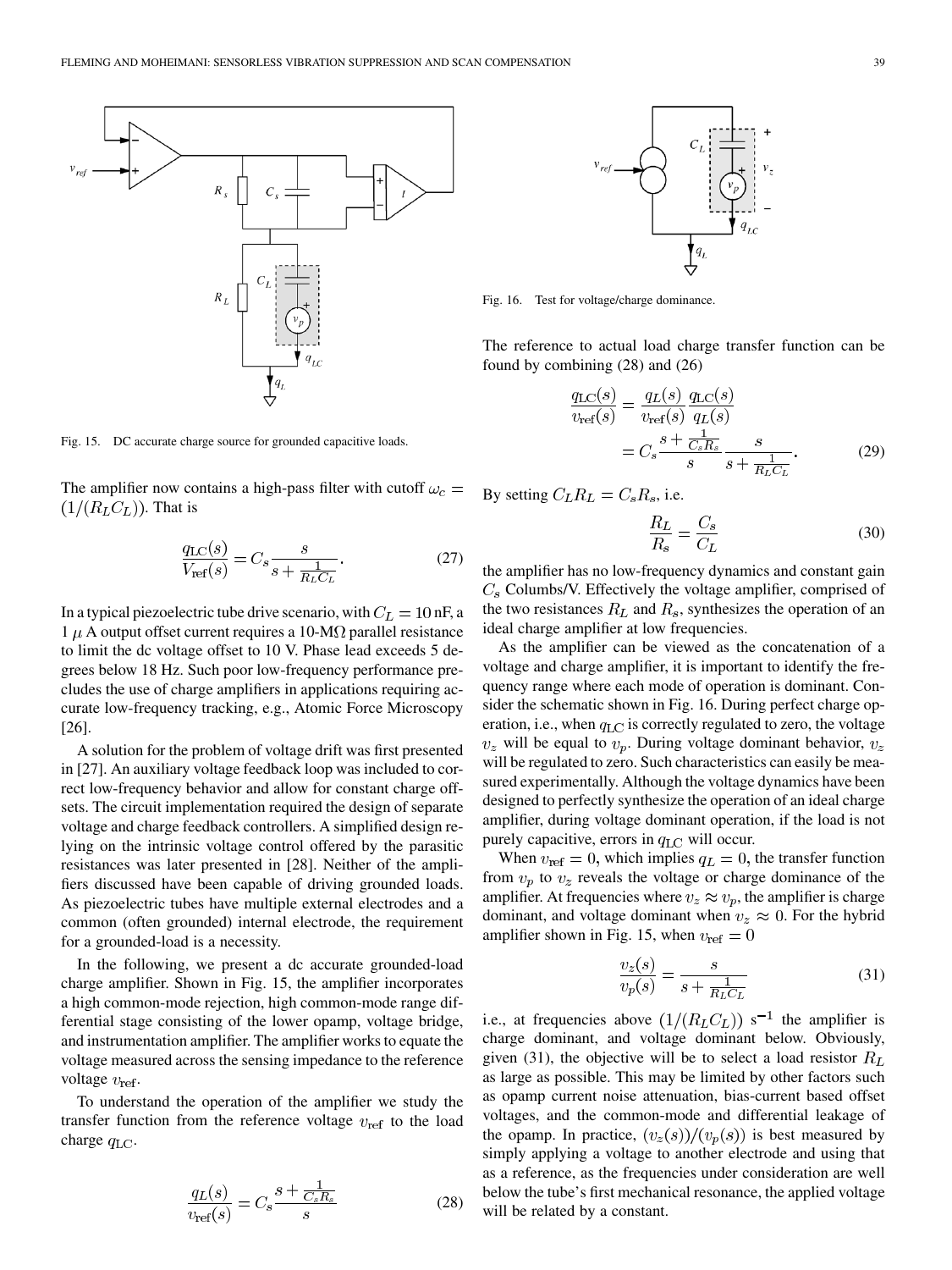Fig. 15. DC accurate charge source for grounded capacitive loads.

The amplifier now contains a high-pass filter with cutoff $\omega_c = (1/(R_L C_L))$. That is

$$\frac{q_{\rm LC}(s)}{V_{\rm ref}(s)} = C_s \frac{s}{s + \frac{1}{R_L C_L}}. \tag{27}$$

In a typical piezoelectric tube drive scenario, with $C_L = 10$ nF, a 1 $\mu$ A output offset current requires a 10-M$\Omega$ parallel resistance to limit the dc voltage offset to 10 V. Phase lead exceeds 5 degrees below 18 Hz. Such poor low-frequency performance precludes the use of charge amplifiers in applications requiring accurate low-frequency tracking, e.g., Atomic Force Microscopy [26].

A solution for the problem of voltage drift was first presented in [27]. An auxiliary voltage feedback loop was included to correct low-frequency behavior and allow for constant charge offsets. The circuit implementation required the design of separate voltage and charge feedback controllers. A simplified design relying on the intrinsic voltage control offered by the parasitic resistances was later presented in [28]. Neither of the amplifiers discussed have been capable of driving grounded loads. As piezoelectric tubes have multiple external electrodes and a common (often grounded) internal electrode, the requirement for a grounded-load is a necessity.

In the following, we present a dc accurate grounded-load charge amplifier. Shown in Fig. 15, the amplifier incorporates a high common-mode rejection, high common-mode range differential stage consisting of the lower opamp, voltage bridge, and instrumentation amplifier. The amplifier works to equate the voltage measured across the sensing impedance to the reference voltage $v_{\rm ref}$.

To understand the operation of the amplifier we study the transfer function from the reference voltage $v_{\rm ref}$ to the load charge $q_{\rm LC}$.

$$\frac{q_L(s)}{v_{\rm ref}(s)} = C_s \frac{s + \frac{1}{C_s R_s}}{s} \tag{28}$$

Fig. 16. Test for voltage/charge dominance.

The reference to actual load charge transfer function can be found by combining (28) and (26)

$$\begin{aligned}\frac{q_{\rm LC}(s)}{v_{\rm ref}(s)} &= \frac{q_L(s)}{v_{\rm ref}(s)} \frac{q_{\rm LC}(s)}{q_L(s)} \\ &= C_s \frac{s + \frac{1}{C_s R_s}}{s} \frac{s}{s + \frac{1}{R_L C_L}}.\end{aligned} \tag{29}$$

By setting $C_L R_L = C_s R_s$, i.e.

$$\frac{R_L}{R_s} = \frac{C_s}{C_L} \tag{30}$$

the amplifier has no low-frequency dynamics and constant gain $C_s$ Columbs/V. Effectively the voltage amplifier, comprised of the two resistances $R_L$ and $R_s$, synthesizes the operation of an ideal charge amplifier at low frequencies.

As the amplifier can be viewed as the concatenation of a voltage and charge amplifier, it is important to identify the frequency range where each mode of operation is dominant. Consider the schematic shown in Fig. 16. During perfect charge operation, i.e., when $q_{\rm LC}$ is correctly regulated to zero, the voltage $v_z$ will be equal to $v_p$. During voltage dominant behavior, $v_z$ will be regulated to zero. Such characteristics can easily be measured experimentally. Although the voltage dynamics have been designed to perfectly synthesize the operation of an ideal charge amplifier, during voltage dominant operation, if the load is not purely capacitive, errors in $q_{\rm LC}$ will occur.

When $v_{\rm ref} = 0$, which implies $q_L = 0$, the transfer function from $v_p$ to $v_z$ reveals the voltage or charge dominance of the amplifier. At frequencies where $v_z \approx v_p$, the amplifier is charge dominant, and voltage dominant when $v_z \approx 0$. For the hybrid amplifier shown in Fig. 15, when $v_{\rm ref} = 0$

$$\frac{v_z(s)}{v_p(s)} = \frac{s}{s + \frac{1}{R_L C_L}} \tag{31}$$

i.e., at frequencies above $(1/(R_L C_L))$ s$^{-1}$ the amplifier is charge dominant, and voltage dominant below. Obviously, given (31), the objective will be to select a load resistor $R_L$ as large as possible. This may be limited by other factors such as opamp current noise attenuation, bias-current based offset voltages, and the common-mode and differential leakage of the opamp. In practice, $(v_z(s))/(v_p(s))$ is best measured by simply applying a voltage to another electrode and using that as a reference, as the frequencies under consideration are well below the tube's first mechanical resonance, the applied voltage will be related by a constant.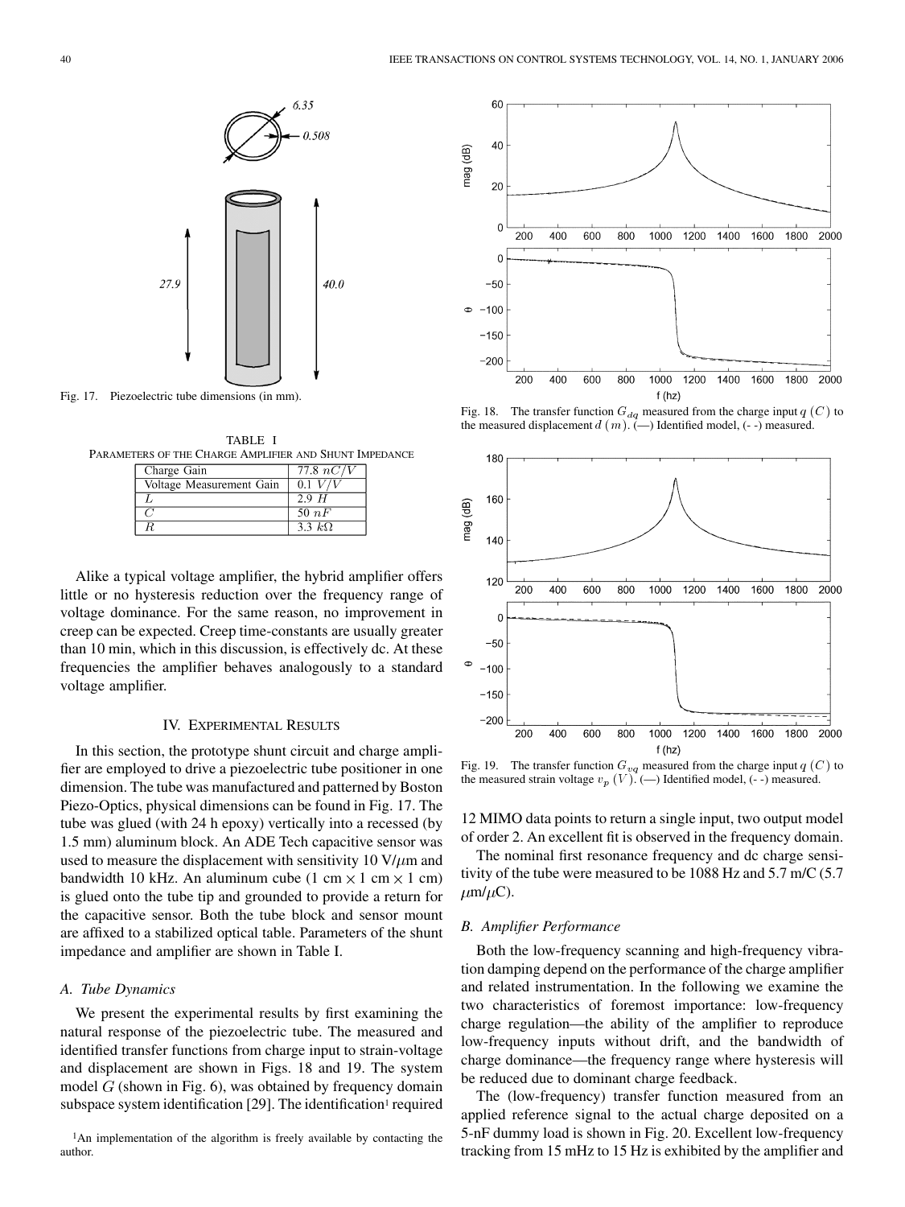Fig. 17. Piezoelectric tube dimensions (in mm).

TABLE I
PARAMETERS OF THE CHARGE AMPLIFIER AND SHUNT IMPEDANCE

| Charge Gain | 77.8 $nC/V$ |
|---|---|
| Voltage Measurement Gain | 0.1 $V/V$ |
| $L$ | 2.9 $H$ |
| $C$ | 50 $nF$ |
| $R$ | 3.3 $k\Omega$ |

Alike a typical voltage amplifier, the hybrid amplifier offers little or no hysteresis reduction over the frequency range of voltage dominance. For the same reason, no improvement in creep can be expected. Creep time-constants are usually greater than 10 min, which in this discussion, is effectively dc. At these frequencies the amplifier behaves analogously to a standard voltage amplifier.

## IV. EXPERIMENTAL RESULTS

In this section, the prototype shunt circuit and charge amplifier are employed to drive a piezoelectric tube positioner in one dimension. The tube was manufactured and patterned by Boston Piezo-Optics, physical dimensions can be found in Fig. 17. The tube was glued (with 24 h epoxy) vertically into a recessed (by 1.5 mm) aluminum block. An ADE Tech capacitive sensor was used to measure the displacement with sensitivity 10 V/$\mu$m and bandwidth 10 kHz. An aluminum cube (1 cm $\times$ 1 cm $\times$ 1 cm) is glued onto the tube tip and grounded to provide a return for the capacitive sensor. Both the tube block and sensor mount are affixed to a stabilized optical table. Parameters of the shunt impedance and amplifier are shown in Table I.

### A. Tube Dynamics

We present the experimental results by first examining the natural response of the piezoelectric tube. The measured and identified transfer functions from charge input to strain-voltage and displacement are shown in Figs. 18 and 19. The system model $G$ (shown in Fig. 6), was obtained by frequency domain subspace system identification [29]. The identification[1] required 12 MIMO data points to return a single input, two output model of order 2. An excellent fit is observed in the frequency domain.

Fig. 18. The transfer function $G_{dq}$ measured from the charge input $q$ ($C$) to the measured displacement $d$ ($m$). (—) Identified model, (- -) measured.

Fig. 19. The transfer function $G_{vq}$ measured from the charge input $q$ ($C$) to the measured strain voltage $v_p$ ($V$). (—) Identified model, (- -) measured.

The nominal first resonance frequency and dc charge sensitivity of the tube were measured to be 1088 Hz and 5.7 m/C (5.7 $\mu$m/$\mu$C).

### B. Amplifier Performance

Both the low-frequency scanning and high-frequency vibration damping depend on the performance of the charge amplifier and related instrumentation. In the following we examine the two characteristics of foremost importance: low-frequency charge regulation—the ability of the amplifier to reproduce low-frequency inputs without drift, and the bandwidth of charge dominance—the frequency range where hysteresis will be reduced due to dominant charge feedback.

The (low-frequency) transfer function measured from an applied reference signal to the actual charge deposited on a 5-nF dummy load is shown in Fig. 20. Excellent low-frequency tracking from 15 mHz to 15 Hz is exhibited by the amplifier and

[1]An implementation of the algorithm is freely available by contacting the author.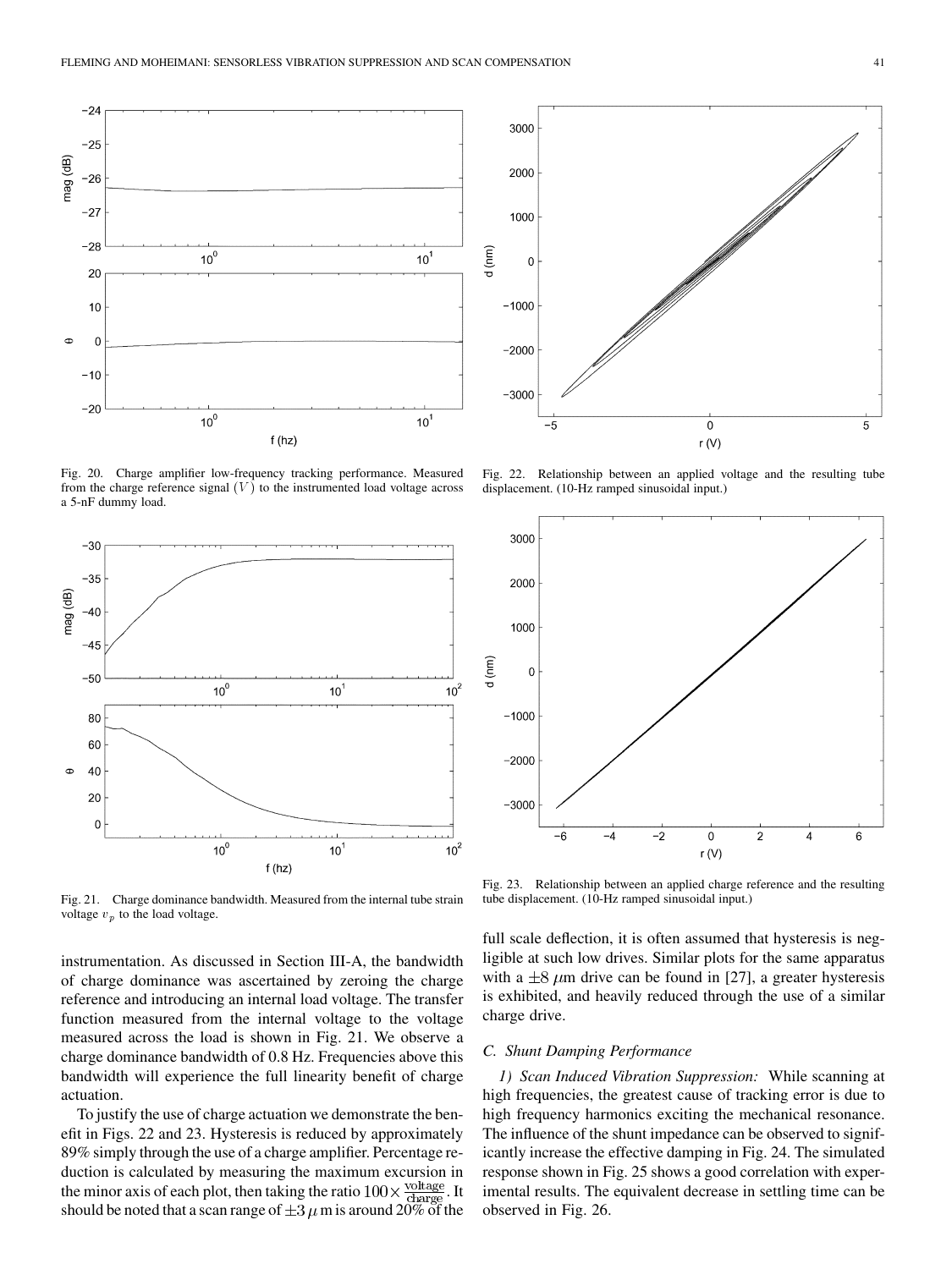Fig. 20. Charge amplifier low-frequency tracking performance. Measured from the charge reference signal $(V)$ to the instrumented load voltage across a 5-nF dummy load.

Fig. 21. Charge dominance bandwidth. Measured from the internal tube strain voltage $v_p$ to the load voltage.

instrumentation. As discussed in Section III-A, the bandwidth of charge dominance was ascertained by zeroing the charge reference and introducing an internal load voltage. The transfer function measured from the internal voltage to the voltage measured across the load is shown in Fig. 21. We observe a charge dominance bandwidth of 0.8 Hz. Frequencies above this bandwidth will experience the full linearity benefit of charge actuation.

To justify the use of charge actuation we demonstrate the benefit in Figs. 22 and 23. Hysteresis is reduced by approximately 89% simply through the use of a charge amplifier. Percentage reduction is calculated by measuring the maximum excursion in the minor axis of each plot, then taking the ratio $100\times\frac{\text{voltage}}{\text{charge}}$. It should be noted that a scan range of $\pm3\,\mu$m is around 20% of the full scale deflection, it is often assumed that hysteresis is negligible at such low drives. Similar plots for the same apparatus with a $\pm8\,\mu$m drive can be found in [27], a greater hysteresis is exhibited, and heavily reduced through the use of a similar charge drive.

Fig. 22. Relationship between an applied voltage and the resulting tube displacement. (10-Hz ramped sinusoidal input.)

Fig. 23. Relationship between an applied charge reference and the resulting tube displacement. (10-Hz ramped sinusoidal input.)

### C. Shunt Damping Performance

*1) Scan Induced Vibration Suppression:* While scanning at high frequencies, the greatest cause of tracking error is due to high frequency harmonics exciting the mechanical resonance. The influence of the shunt impedance can be observed to significantly increase the effective damping in Fig. 24. The simulated response shown in Fig. 25 shows a good correlation with experimental results. The equivalent decrease in settling time can be observed in Fig. 26.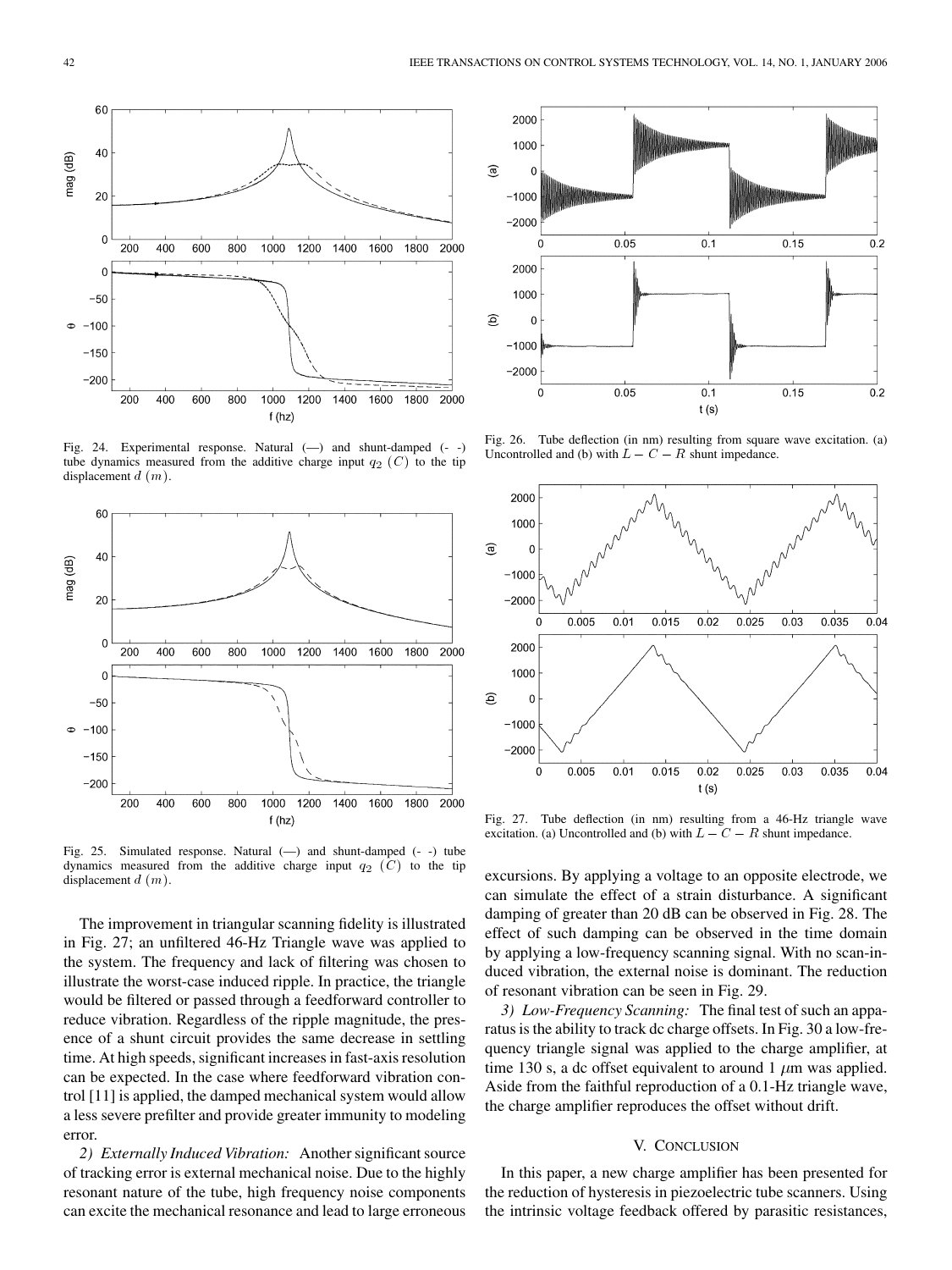Fig. 24. Experimental response. Natural (—) and shunt-damped (- -) tube dynamics measured from the additive charge input $q_2$ $(C)$ to the tip displacement $d$ $(m)$.

Fig. 25. Simulated response. Natural (—) and shunt-damped (- -) tube dynamics measured from the additive charge input $q_2$ $(C)$ to the tip displacement $d$ $(m)$.

Fig. 26. Tube deflection (in nm) resulting from square wave excitation. (a) Uncontrolled and (b) with $L - C - R$ shunt impedance.

Fig. 27. Tube deflection (in nm) resulting from a 46-Hz triangle wave excitation. (a) Uncontrolled and (b) with $L - C - R$ shunt impedance.

The improvement in triangular scanning fidelity is illustrated in Fig. 27; an unfiltered 46-Hz Triangle wave was applied to the system. The frequency and lack of filtering was chosen to illustrate the worst-case induced ripple. In practice, the triangle would be filtered or passed through a feedforward controller to reduce vibration. Regardless of the ripple magnitude, the presence of a shunt circuit provides the same decrease in settling time. At high speeds, significant increases in fast-axis resolution can be expected. In the case where feedforward vibration control [11] is applied, the damped mechanical system would allow a less severe prefilter and provide greater immunity to modeling error.

*2) Externally Induced Vibration:* Another significant source of tracking error is external mechanical noise. Due to the highly resonant nature of the tube, high frequency noise components can excite the mechanical resonance and lead to large erroneous excursions. By applying a voltage to an opposite electrode, we can simulate the effect of a strain disturbance. A significant damping of greater than 20 dB can be observed in Fig. 28. The effect of such damping can be observed in the time domain by applying a low-frequency scanning signal. With no scan-induced vibration, the external noise is dominant. The reduction of resonant vibration can be seen in Fig. 29.

*3) Low-Frequency Scanning:* The final test of such an apparatus is the ability to track dc charge offsets. In Fig. 30 a low-frequency triangle signal was applied to the charge amplifier, at time 130 s, a dc offset equivalent to around 1 $\mu$m was applied. Aside from the faithful reproduction of a 0.1-Hz triangle wave, the charge amplifier reproduces the offset without drift.

## V. Conclusion

In this paper, a new charge amplifier has been presented for the reduction of hysteresis in piezoelectric tube scanners. Using the intrinsic voltage feedback offered by parasitic resistances,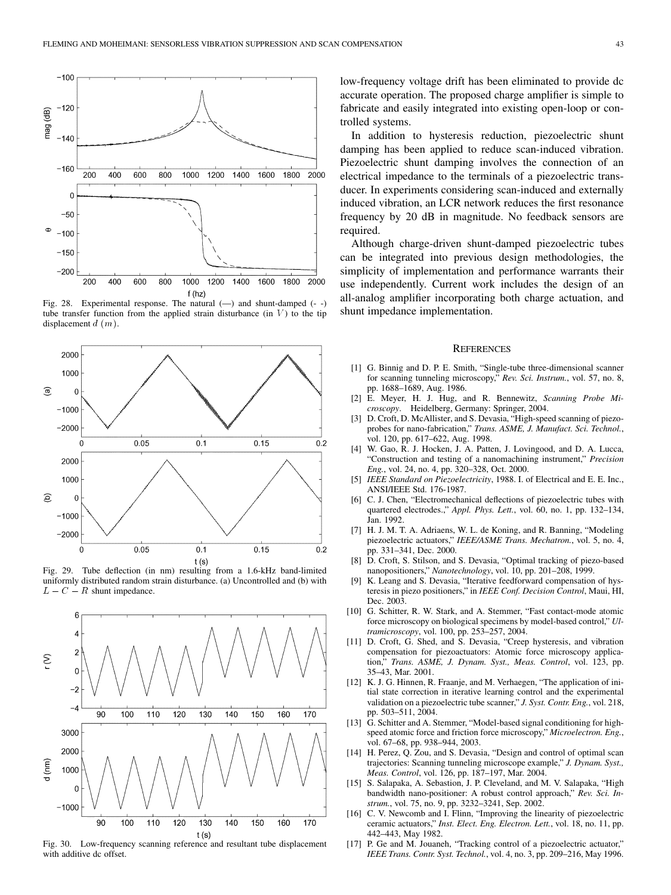Fig. 28. Experimental response. The natural (—) and shunt-damped (- -) tube transfer function from the applied strain disturbance (in $V$) to the tip displacement $d$ ($m$).

Fig. 29. Tube deflection (in nm) resulting from a 1.6-kHz band-limited uniformly distributed random strain disturbance. (a) Uncontrolled and (b) with $L-C-R$ shunt impedance.

Fig. 30. Low-frequency scanning reference and resultant tube displacement with additive dc offset.

low-frequency voltage drift has been eliminated to provide dc accurate operation. The proposed charge amplifier is simple to fabricate and easily integrated into existing open-loop or controlled systems.

In addition to hysteresis reduction, piezoelectric shunt damping has been applied to reduce scan-induced vibration. Piezoelectric shunt damping involves the connection of an electrical impedance to the terminals of a piezoelectric transducer. In experiments considering scan-induced and externally induced vibration, an LCR network reduces the first resonance frequency by 20 dB in magnitude. No feedback sensors are required.

Although charge-driven shunt-damped piezoelectric tubes can be integrated into previous design methodologies, the simplicity of implementation and performance warrants their use independently. Current work includes the design of an all-analog amplifier incorporating both charge actuation, and shunt impedance implementation.

## References

[1] G. Binnig and D. P. E. Smith, "Single-tube three-dimensional scanner for scanning tunneling microscopy," *Rev. Sci. Instrum.*, vol. 57, no. 8, pp. 1688–1689, Aug. 1986.

[2] E. Meyer, H. J. Hug, and R. Bennewitz, *Scanning Probe Microscopy*. Heidelberg, Germany: Springer, 2004.

[3] D. Croft, D. McAllister, and S. Devasia, "High-speed scanning of piezo-probes for nano-fabrication," *Trans. ASME, J. Manufact. Sci. Technol.*, vol. 120, pp. 617–622, Aug. 1998.

[4] W. Gao, R. J. Hocken, J. A. Patten, J. Lovingood, and D. A. Lucca, "Construction and testing of a nanomachining instrument," *Precision Eng.*, vol. 24, no. 4, pp. 320–328, Oct. 2000.

[5] *IEEE Standard on Piezoelectricity*, 1988. I. of Electrical and E. E. Inc., ANSI/IEEE Std. 176-1987.

[6] C. J. Chen, "Electromechanical deflections of piezoelectric tubes with quartered electrodes.," *Appl. Phys. Lett.*, vol. 60, no. 1, pp. 132–134, Jan. 1992.

[7] H. J. M. T. A. Adriaens, W. L. de Koning, and R. Banning, "Modeling piezoelectric actuators," *IEEE/ASME Trans. Mechatron.*, vol. 5, no. 4, pp. 331–341, Dec. 2000.

[8] D. Croft, S. Stilson, and S. Devasia, "Optimal tracking of piezo-based nanopositioners," *Nanotechnology*, vol. 10, pp. 201–208, 1999.

[9] K. Leang and S. Devasia, "Iterative feedforward compensation of hysteresis in piezo positioners," in *IEEE Conf. Decision Control*, Maui, HI, Dec. 2003.

[10] G. Schitter, R. W. Stark, and A. Stemmer, "Fast contact-mode atomic force microscopy on biological specimens by model-based control," *Ultramicroscopy*, vol. 100, pp. 253–257, 2004.

[11] D. Croft, G. Shed, and S. Devasia, "Creep hysteresis, and vibration compensation for piezoactuators: Atomic force microscopy application," *Trans. ASME, J. Dynam. Syst., Meas. Control*, vol. 123, pp. 35–43, Mar. 2001.

[12] K. J. G. Hinnen, R. Fraanje, and M. Verhaegen, "The application of initial state correction in iterative learning control and the experimental validation on a piezoelectric tube scanner," *J. Syst. Contr. Eng.*, vol. 218, pp. 503–511, 2004.

[13] G. Schitter and A. Stemmer, "Model-based signal conditioning for high-speed atomic force and friction force microscopy," *Microelectron. Eng.*, vol. 67–68, pp. 938–944, 2003.

[14] H. Perez, Q. Zou, and S. Devasia, "Design and control of optimal scan trajectories: Scanning tunneling microscope example," *J. Dynam. Syst., Meas. Control*, vol. 126, pp. 187–197, Mar. 2004.

[15] S. Salapaka, A. Sebastion, J. P. Cleveland, and M. V. Salapaka, "High bandwidth nano-positioner: A robust control approach," *Rev. Sci. Instrum.*, vol. 75, no. 9, pp. 3232–3241, Sep. 2002.

[16] C. V. Newcomb and I. Flinn, "Improving the linearity of piezoelectric ceramic actuators," *Inst. Elect. Eng. Electron. Lett.*, vol. 18, no. 11, pp. 442–443, May 1982.

[17] P. Ge and M. Jouaneh, "Tracking control of a piezoelectric actuator," *IEEE Trans. Contr. Syst. Technol.*, vol. 4, no. 3, pp. 209–216, May 1996.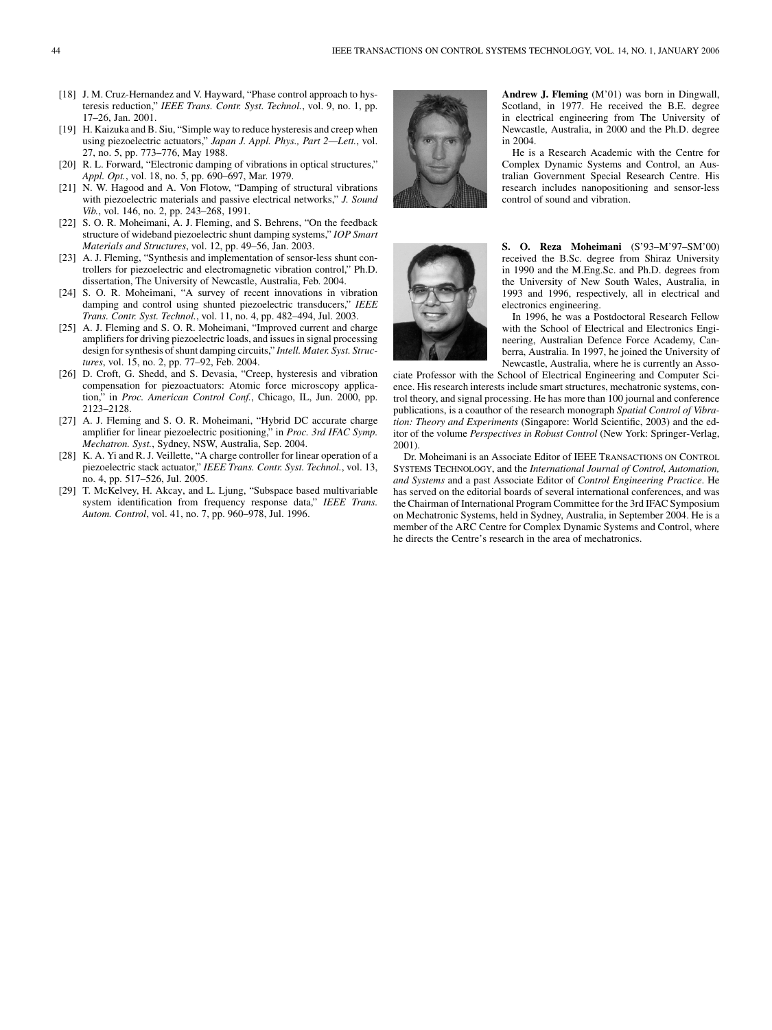[18] J. M. Cruz-Hernandez and V. Hayward, "Phase control approach to hysteresis reduction," *IEEE Trans. Contr. Syst. Technol.*, vol. 9, no. 1, pp. 17–26, Jan. 2001.

[19] H. Kaizuka and B. Siu, "Simple way to reduce hysteresis and creep when using piezoelectric actuators," *Japan J. Appl. Phys., Part 2—Lett.*, vol. 27, no. 5, pp. 773–776, May 1988.

[20] R. L. Forward, "Electronic damping of vibrations in optical structures," *Appl. Opt.*, vol. 18, no. 5, pp. 690–697, Mar. 1979.

[21] N. W. Hagood and A. Von Flotow, "Damping of structural vibrations with piezoelectric materials and passive electrical networks," *J. Sound Vib.*, vol. 146, no. 2, pp. 243–268, 1991.

[22] S. O. R. Moheimani, A. J. Fleming, and S. Behrens, "On the feedback structure of wideband piezoelectric shunt damping systems," *IOP Smart Materials and Structures*, vol. 12, pp. 49–56, Jan. 2003.

[23] A. J. Fleming, "Synthesis and implementation of sensor-less shunt controllers for piezoelectric and electromagnetic vibration control," Ph.D. dissertation, The University of Newcastle, Australia, Feb. 2004.

[24] S. O. R. Moheimani, "A survey of recent innovations in vibration damping and control using shunted piezoelectric transducers," *IEEE Trans. Contr. Syst. Technol.*, vol. 11, no. 4, pp. 482–494, Jul. 2003.

[25] A. J. Fleming and S. O. R. Moheimani, "Improved current and charge amplifiers for driving piezoelectric loads, and issues in signal processing design for synthesis of shunt damping circuits," *Intell. Mater. Syst. Structures*, vol. 15, no. 2, pp. 77–92, Feb. 2004.

[26] D. Croft, G. Shedd, and S. Devasia, "Creep, hysteresis and vibration compensation for piezoactuators: Atomic force microscopy application," in *Proc. American Control Conf.*, Chicago, IL, Jun. 2000, pp. 2123–2128.

[27] A. J. Fleming and S. O. R. Moheimani, "Hybrid DC accurate charge amplifier for linear piezoelectric positioning," in *Proc. 3rd IFAC Symp. Mechatron. Syst.*, Sydney, NSW, Australia, Sep. 2004.

[28] K. A. Yi and R. J. Veillette, "A charge controller for linear operation of a piezoelectric stack actuator," *IEEE Trans. Contr. Syst. Technol.*, vol. 13, no. 4, pp. 517–526, Jul. 2005.

[29] T. McKelvey, H. Akcay, and L. Ljung, "Subspace based multivariable system identification from frequency response data," *IEEE Trans. Autom. Control*, vol. 41, no. 7, pp. 960–978, Jul. 1996.

**Andrew J. Fleming** (M'01) was born in Dingwall, Scotland, in 1977. He received the B.E. degree in electrical engineering from The University of Newcastle, Australia, in 2000 and the Ph.D. degree in 2004.

He is a Research Academic with the Centre for Complex Dynamic Systems and Control, an Australian Government Special Research Centre. His research includes nanopositioning and sensor-less control of sound and vibration.

**S. O. Reza Moheimani** (S'93–M'97–SM'00) received the B.Sc. degree from Shiraz University in 1990 and the M.Eng.Sc. and Ph.D. degrees from the University of New South Wales, Australia, in 1993 and 1996, respectively, all in electrical and electronics engineering.

In 1996, he was a Postdoctoral Research Fellow with the School of Electrical and Electronics Engineering, Australian Defence Force Academy, Canberra, Australia. In 1997, he joined the University of Newcastle, Australia, where he is currently an Associate Professor with the School of Electrical Engineering and Computer Science. His research interests include smart structures, mechatronic systems, control theory, and signal processing. He has more than 100 journal and conference publications, is a coauthor of the research monograph *Spatial Control of Vibration: Theory and Experiments* (Singapore: World Scientific, 2003) and the editor of the volume *Perspectives in Robust Control* (New York: Springer-Verlag, 2001).

Dr. Moheimani is an Associate Editor of IEEE TRANSACTIONS ON CONTROL SYSTEMS TECHNOLOGY, and the *International Journal of Control, Automation, and Systems* and a past Associate Editor of *Control Engineering Practice*. He has served on the editorial boards of several international conferences, and was the Chairman of International Program Committee for the 3rd IFAC Symposium on Mechatronic Systems, held in Sydney, Australia, in September 2004. He is a member of the ARC Centre for Complex Dynamic Systems and Control, where he directs the Centre's research in the area of mechatronics.